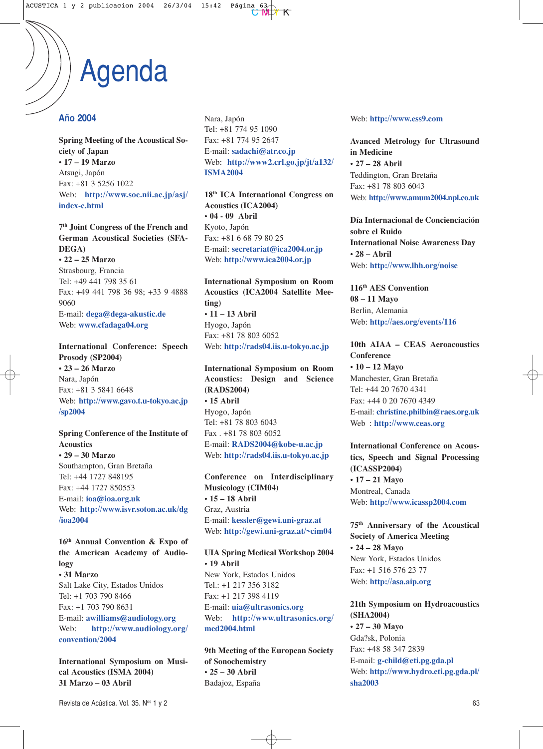# Agenda

## Año 2004

**Spring Meeting of the Acoustical Society of Japan**
**• 17 – 19 Marzo**
Atsugi, Japón
Fax: +81 3 5256 1022
Web: **http://www.soc.nii.ac.jp/asj/index-e.html**

**7th Joint Congress of the French and German Acoustical Societies (SFA-DEGA)**
**• 22 – 25 Marzo**
Strasbourg, Francia
Tel: +49 441 798 35 61
Fax: +49 441 798 36 98; +33 9 4888 9060
E-mail: **dega@dega-akustic.de**
Web: **www.cfadaga04.org**

**International Conference: Speech Prosody (SP2004)**
**• 23 – 26 Marzo**
Nara, Japón
Fax: +81 3 5841 6648
Web: **http://www.gavo.t.u-tokyo.ac.jp/sp2004**

**Spring Conference of the Institute of Acoustics**
**• 29 – 30 Marzo**
Southampton, Gran Bretaña
Tel: +44 1727 848195
Fax: +44 1727 850553
E-mail: **ioa@ioa.org.uk**
Web: **http://www.isvr.soton.ac.uk/dg/ioa2004**

**16th Annual Convention & Expo of the American Academy of Audiology**
**• 31 Marzo**
Salt Lake City, Estados Unidos
Tel: +1 703 790 8466
Fax: +1 703 790 8631
E-mail: **awilliams@audiology.org**
Web: **http://www.audiology.org/convention/2004**

**International Symposium on Musical Acoustics (ISMA 2004)**
**31 Marzo – 03 Abril**
Nara, Japón
Tel: +81 774 95 1090
Fax: +81 774 95 2647
E-mail: **sadachi@atr.co.jp**
Web: **http://www2.crl.go.jp/jt/a132/ISMA2004**

**18th ICA International Congress on Acoustics (ICA2004)**
**• 04 - 09 Abril**
Kyoto, Japón
Fax: +81 6 68 79 80 25
E-mail: **secretariat@ica2004.or.jp**
Web: **http://www.ica2004.or.jp**

**International Symposium on Room Acoustics (ICA2004 Satellite Meeting)**
**• 11 – 13 Abril**
Hyogo, Japón
Fax: +81 78 803 6052
Web: **http://rads04.iis.u-tokyo.ac.jp**

**International Symposium on Room Acoustics: Design and Science (RADS2004)**
**• 15 Abril**
Hyogo, Japón
Tel: +81 78 803 6043
Fax . +81 78 803 6052
E-mail: **RADS2004@kobe-u.ac.jp**
Web: **http://rads04.iis.u-tokyo.ac.jp**

**Conference on Interdisciplinary Musicology (CIM04)**
**• 15 – 18 Abril**
Graz, Austria
E-mail: **kessler@gewi.uni-graz.at**
Web: **http://gewi.uni-graz.at/~cim04**

**UIA Spring Medical Workshop 2004**
**• 19 Abril**
New York, Estados Unidos
Tel.: +1 217 356 3182
Fax: +1 217 398 4119
E-mail: **uia@ultrasonics.org**
Web: **http://www.ultrasonics.org/med2004.html**

**9th Meeting of the European Society of Sonochemistry**
**• 25 – 30 Abril**
Badajoz, España
Web: **http://www.ess9.com**

**Avanced Metrology for Ultrasound in Medicine**
**• 27 – 28 Abril**
Teddington, Gran Bretaña
Fax: +81 78 803 6043
Web: **http://www.amum2004.npl.co.uk**

**Día Internacional de Concienciación sobre el Ruido**
**International Noise Awareness Day**
**• 28 – Abril**
Web: **http://www.lhh.org/noise**

**116th AES Convention**
**08 – 11 Mayo**
Berlin, Alemania
Web: **http://aes.org/events/116**

**10th AIAA – CEAS Aeroacoustics Conference**
**• 10 – 12 Mayo**
Manchester, Gran Bretaña
Tel: +44 20 7670 4341
Fax: +44 0 20 7670 4349
E-mail: **christine.philbin@raes.org.uk**
Web : **http://www.ceas.org**

**International Conference on Acoustics, Speech and Signal Processing (ICASSP2004)**
**• 17 – 21 Mayo**
Montreal, Canada
Web: **http://www.icassp2004.com**

**75th Anniversary of the Acoustical Society of America Meeting**
**• 24 – 28 Mayo**
New York, Estados Unidos
Fax: +1 516 576 23 77
Web: **http://asa.aip.org**

**21th Symposium on Hydroacoustics (SHA2004)**
**• 27 – 30 Mayo**
Gda?sk, Polonia
Fax: +48 58 347 2839
E-mail: **g-child@eti.pg.gda.pl**
Web: **http://www.hydro.eti.pg.gda.pl/sha2003**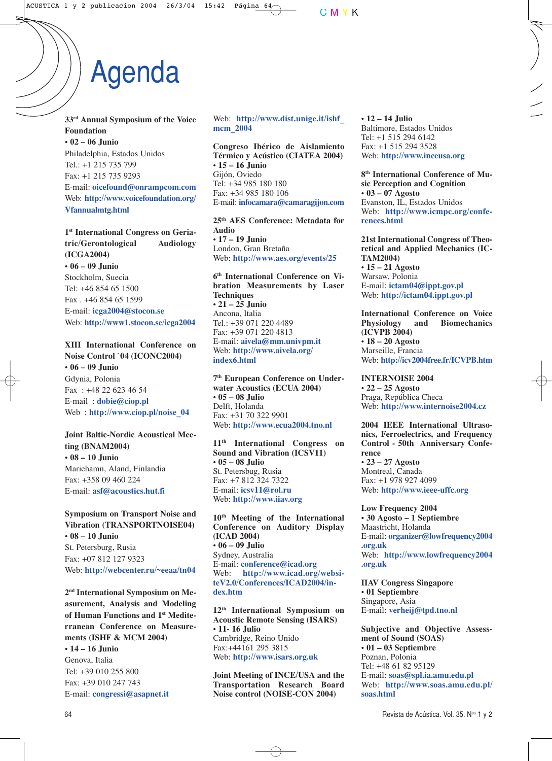# Agenda

**33rd Annual Symposium of the Voice Foundation**
**• 02 – 06 Junio**
Philadelphia, Estados Unidos
Tel.: +1 215 735 799
Fax: +1 215 735 9293
E-mail: **oicefound@onrampcom.com**
Web: **http://www.voicefoundation.org/Vfannualmtg.html**

**1st International Congress on Geriatric/Gerontological Audiology (ICGA2004)**
**• 06 – 09 Junio**
Stockholm, Suecia
Tel: +46 854 65 1500
Fax . +46 854 65 1599
E-mail: **icga2004@stocon.se**
Web: **http://www1.stocon.se/icga2004**

**XIII International Conference on Noise Control `04 (ICONC2004)**
**• 06 – 09 Junio**
Gdynia, Polonia
Fax : +48 22 623 46 54
E-mail : **dobie@ciop.pl**
Web : **http://www.ciop.pl/noise_04**

**Joint Baltic-Nordic Acoustical Meeting (BNAM2004)**
**• 08 – 10 Junio**
Mariehamn, Aland, Finlandia
Fax: +358 09 460 224
E-mail: **asf@acoustics.hut.fi**

**Symposium on Transport Noise and Vibration (TRANSPORTNOISE04)**
**• 08 – 10 Junio**
St. Petersburg, Rusia
Fax: +07 812 127 9323
Web: **http://webcenter.ru/~eeaa/tn04**

**2nd International Symposium on Measurement, Analysis and Modeling of Human Functions and 1st Mediterranean Conference on Measurements (ISHF & MCM 2004)**
**• 14 – 16 Junio**
Genova, Italia
Tel: +39 010 255 800
Fax: +39 010 247 743
E-mail: **congressi@asapnet.it**
Web: **http://www.dist.unige.it/ishf_mcm_2004**

**Congreso Ibérico de Aislamiento Térmico y Acústico (CIATEA 2004)**
**• 15 – 16 Junio**
Gijón, Oviedo
Tel: +34 985 180 180
Fax: +34 985 180 106
E-mail: **infocamara@camaragijon.com**

**25th AES Conference: Metadata for Audio**
**• 17 – 19 Junio**
London, Gran Bretaña
Web: **http://www.aes.org/events/25**

**6th International Conference on Vibration Measurements by Laser Techniques**
**• 21 – 25 Junio**
Ancona, Italia
Tel.: +39 071 220 4489
Fax: +39 071 220 4813
E-mail: **aivela@mm.univpm.it**
Web: **http://www.aivela.org/index6.html**

**7th European Conference on Underwater Acoustics (ECUA 2004)**
**• 05 – 08 Julio**
Delft, Holanda
Fax: +31 70 322 9901
Web: **http://www.ecua2004.tno.nl**

**11th International Congress on Sound and Vibration (ICSV11)**
**• 05 – 08 Julio**
St. Petersbug, Rusia
Fax: +7 812 324 7322
E-mail: **icsv11@rol.ru**
Web: **http://www.iiav.org**

**10th Meeting of the International Conference on Auditory Display (ICAD 2004)**
**• 06 – 09 Julio**
Sydney, Australia
E-mail: **conference@icad.org**
Web: **http://www.icad.org/websiteV2.0/Conferences/ICAD2004/index.htm**

**12th International Symposium on Acoustic Remote Sensing (ISARS)**
**• 11- 16 Julio**
Cambridge, Reino Unido
Fax:+44161 295 3815
Web: **http://www.isars.org.uk**

**Joint Meeting of INCE/USA and the Transportation Research Board Noise control (NOISE-CON 2004)**
**• 12 – 14 Julio**
Baltimore, Estados Unidos
Tel: +1 515 294 6142
Fax: +1 515 294 3528
Web: **http://www.inceusa.org**

**8th International Conference of Music Perception and Cognition**
**• 03 – 07 Agosto**
Evanston, IL, Estados Unidos
Web: **http://www.icmpc.org/conferences.html**

**21st International Congress of Theoretical and Applied Mechanics (ICTAM2004)**
**• 15 – 21 Agosto**
Warsaw, Polonia
E-mail: **ictam04@ippt.gov.pl**
Web: **http://ictam04.ippt.gov.pl**

**International Conference on Voice Physiology and Biomechanics (ICVPB 2004)**
**• 18 – 20 Agosto**
Marseille, Francia
Web: **http://icv2004free.fr/ICVPB.htm**

**INTERNOISE 2004**
**• 22 – 25 Agosto**
Praga, República Checa
Web: **http://www.internoise2004.cz**

**2004 IEEE International Ultrasonics, Ferroelectrics, and Frequency Control - 50th Anniversary Conference**
**• 23 – 27 Agosto**
Montreal, Canada
Fax: +1 978 927 4099
Web: **http://www.ieee-uffc.org**

**Low Frequency 2004**
**• 30 Agosto – 1 Septiembre**
Maastricht, Holanda
E-mail: **organizer@lowfrequency2004.org.uk**
Web: **http://www.lowfrequency2004.org.uk**

**IIAV Congress Singapore**
**• 01 Septiembre**
Singapore, Asia
E-mail: **verheij@tpd.tno.nl**

**Subjective and Objective Assessment of Sound (SOAS)**
**• 01 – 03 Septiembre**
Poznan, Polonia
Tel: +48 61 82 95129
E-mail: **soas@spl.ia.amu.edu.pl**
Web: **http://www.soas.amu.edu.pl/soas.html**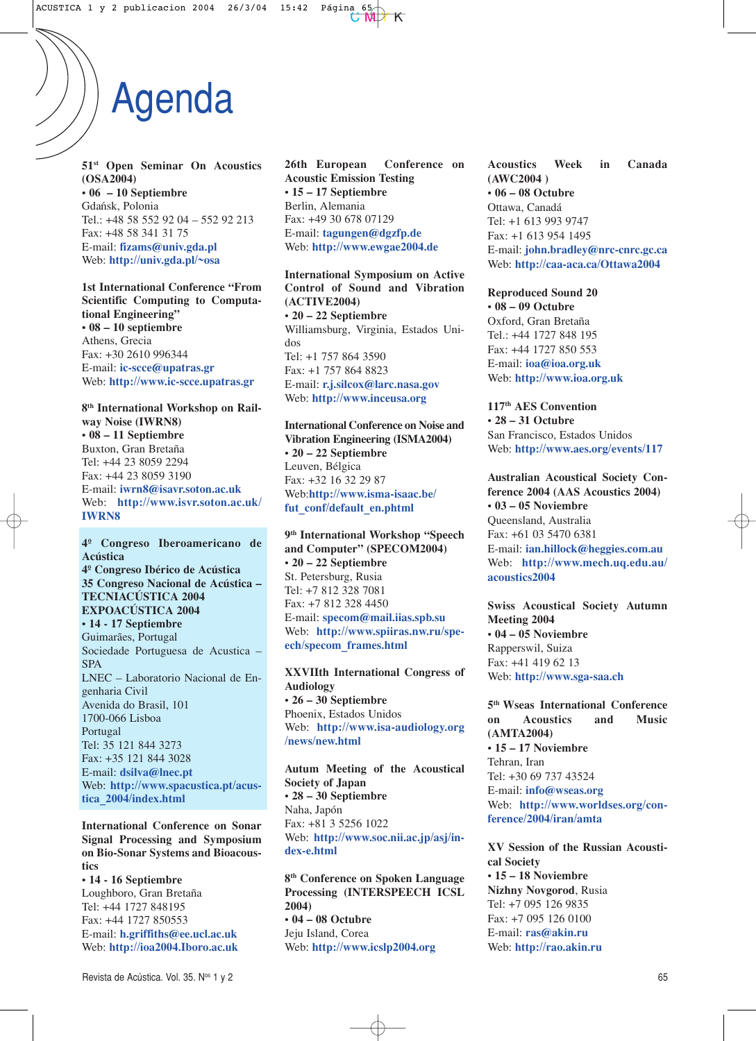# Agenda

**51st Open Seminar On Acoustics (OSA2004)**
**• 06 – 10 Septiembre**
Gdańsk, Polonia
Tel.: +48 58 552 92 04 – 552 92 213
Fax: +48 58 341 31 75
E-mail: **fizams@univ.gda.pl**
Web: **http://univ.gda.pl/~osa**

**1st International Conference "From Scientific Computing to Computational Engineering"**
**• 08 – 10 septiembre**
Athens, Grecia
Fax: +30 2610 996344
E-mail: **ic-scce@upatras.gr**
Web: **http://www.ic-scce.upatras.gr**

**8th International Workshop on Railway Noise (IWRN8)**
**• 08 – 11 Septiembre**
Buxton, Gran Bretaña
Tel: +44 23 8059 2294
Fax: +44 23 8059 3190
E-mail: **iwrn8@isavr.soton.ac.uk**
Web: **http://www.isvr.soton.ac.uk/IWRN8**

**4º Congreso Iberoamericano de Acústica**
**4º Congreso Ibérico de Acústica**
**35 Congreso Nacional de Acústica – TECNIACÚSTICA 2004**
**EXPOACÚSTICA 2004**
**• 14 - 17 Septiembre**
Guimarães, Portugal
Sociedade Portuguesa de Acustica – SPA
LNEC – Laboratorio Nacional de Engenharia Civil
Avenida do Brasil, 101
1700-066 Lisboa
Portugal
Tel: 35 121 844 3273
Fax: +35 121 844 3028
E-mail: **dsilva@lnec.pt**
Web: **http://www.spacustica.pt/acustica_2004/index.html**

**International Conference on Sonar Signal Processing and Symposium on Bio-Sonar Systems and Bioacoustics**
**• 14 - 16 Septiembre**
Loughboro, Gran Bretaña
Tel: +44 1727 848195
Fax: +44 1727 850553
E-mail: **h.griffiths@ee.ucl.ac.uk**
Web: **http://ioa2004.lboro.ac.uk**

**26th European Conference on Acoustic Emission Testing**
**• 15 – 17 Septiembre**
Berlin, Alemania
Fax: +49 30 678 07129
E-mail: **tagungen@dgzfp.de**
Web: **http://www.ewgae2004.de**

**International Symposium on Active Control of Sound and Vibration (ACTIVE2004)**
**• 20 – 22 Septiembre**
Williamsburg, Virginia, Estados Unidos
Tel: +1 757 864 3590
Fax: +1 757 864 8823
E-mail: **r.j.silcox@larc.nasa.gov**
Web: **http://www.inceusa.org**

**International Conference on Noise and Vibration Engineering (ISMA2004)**
**• 20 – 22 Septiembre**
Leuven, Bélgica
Fax: +32 16 32 29 87
Web: **http://www.isma-isaac.be/fut_conf/default_en.phtml**

**9th International Workshop "Speech and Computer" (SPECOM2004)**
**• 20 – 22 Septiembre**
St. Petersburg, Rusia
Tel: +7 812 328 7081
Fax: +7 812 328 4450
E-mail: **specom@mail.iias.spb.su**
Web: **http://www.spiiras.nw.ru/speech/specom_frames.html**

**XXVIIth International Congress of Audiology**
**• 26 – 30 Septiembre**
Phoenix, Estados Unidos
Web: **http://www.isa-audiology.org/news/new.html**

**Autum Meeting of the Acoustical Society of Japan**
**• 28 – 30 Septiembre**
Naha, Japón
Fax: +81 3 5256 1022
Web: **http://www.soc.nii.ac.jp/asj/index-e.html**

**8th Conference on Spoken Language Processing (INTERSPEECH ICSL 2004)**
**• 04 – 08 Octubre**
Jeju Island, Corea
Web: **http://www.icslp2004.org**

**Acoustics Week in Canada (AWC2004 )**
**• 06 – 08 Octubre**
Ottawa, Canadá
Tel: +1 613 993 9747
Fax: +1 613 954 1495
E-mail: **john.bradley@nrc-cnrc.gc.ca**
Web: **http://caa-aca.ca/Ottawa2004**

**Reproduced Sound 20**
**• 08 – 09 Octubre**
Oxford, Gran Bretaña
Tel.: +44 1727 848 195
Fax: +44 1727 850 553
E-mail: **ioa@ioa.org.uk**
Web: **http://www.ioa.org.uk**

**117th AES Convention**
**• 28 – 31 Octubre**
San Francisco, Estados Unidos
Web: **http://www.aes.org/events/117**

**Australian Acoustical Society Conference 2004 (AAS Acoustics 2004)**
**• 03 – 05 Noviembre**
Queensland, Australia
Fax: +61 03 5470 6381
E-mail: **ian.hillock@heggies.com.au**
Web: **http://www.mech.uq.edu.au/acoustics2004**

**Swiss Acoustical Society Autumn Meeting 2004**
**• 04 – 05 Noviembre**
Rapperswil, Suiza
Fax: +41 419 62 13
Web: **http://www.sga-saa.ch**

**5th Wseas International Conference on Acoustics and Music (AMTA2004)**
**• 15 – 17 Noviembre**
Tehran, Iran
Tel: +30 69 737 43524
E-mail: **info@wseas.org**
Web: **http://www.worldses.org/conference/2004/iran/amta**

**XV Session of the Russian Acoustical Society**
**• 15 – 18 Noviembre**
**Nizhny Novgorod**, Rusia
Tel: +7 095 126 9835
Fax: +7 095 126 0100
E-mail: **ras@akin.ru**
Web: **http://rao.akin.ru**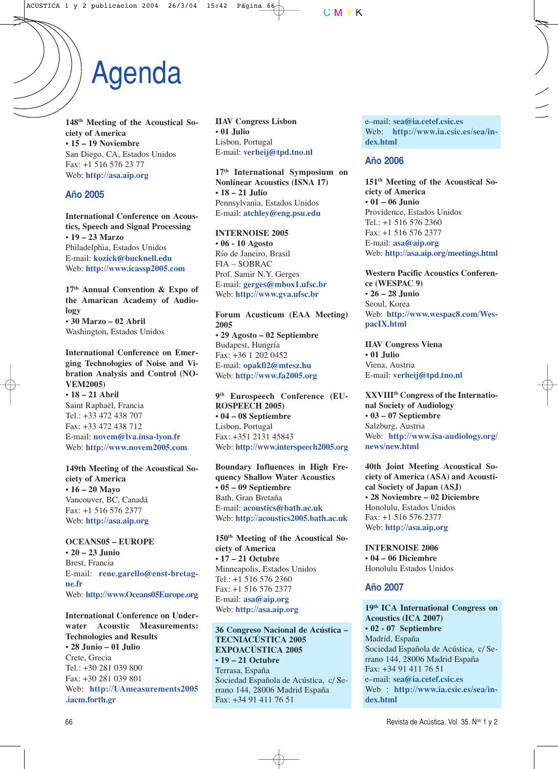# Agenda

**148th Meeting of the Acoustical Society of America**
**• 15 – 19 Noviembre**
San Diego, CA, Estados Unidos
Fax: +1 516 576 23 77
Web: **http://asa.aip.org**

## Año 2005

**International Conference on Acoustics, Speech and Signal Processing**
**• 19 – 23 Marzo**
Philadelphia, Estados Unidos
E-mail: **kozick@bucknell.edu**
Web: **http://www.icassp2005.com**

**17th Annual Convention & Expo of the Amarican Academy of Audiology**
**• 30 Marzo – 02 Abril**
Washington, Estados Unidos

**International Conference on Emerging Technologies of Noise and Vibration Analysis and Control (NOVEM2005)**
**• 18 – 21 Abril**
Saint Raphaël, Francia
Tel.: +33 472 438 707
Fax: +33 472 438 712
E-mail: **novem@lva.insa-lyon.fr**
Web: **http://www.novem2005.com**

**149th Meeting of the Acoustical Society of America**
**• 16 – 20 Mayo**
Vancouver, BC, Canadá
Fax: +1 516 576 2377
Web: **http://asa.aip.org**

**OCEANS05 – EUROPE**
**• 20 – 23 Junio**
Brest, Francia
E-mail: **rene.garello@enst-bretagne.fr**
Web: **http://www.Oceans05Europe.org**

**International Conference on Underwater Acoustic Measurements: Technologies and Results**
**• 28 Junio – 01 Julio**
Crete, Grecia
Tel.: +30 281 039 800
Fax: +30 281 039 801
Web: **http://UAmeasurements2005.iacm.forth.gr**

**IIAV Congress Lisbon**
**• 01 Julio**
Lisbon, Portugal
E-mail: **verheij@tpd.tno.nl**

**17th International Symposium on Nonlinear Acoustics (ISNA 17)**
**• 18 – 21 Julio**
Pennsylvania, Estados Unidos
E-mail: **atchley@eng.psu.edu**

**INTERNOISE 2005**
**• 06 - 10 Agosto**
Río de Janeiro, Brasil
FIA – SOBRAC
Prof. Samir N.Y. Gerges
E-mail: **gerges@mbox1.ufsc.br**
Web: **http://www.gva.ufsc.br**

**Forum Acusticum (EAA Meeting) 2005**
**• 29 Agosto – 02 Septiembre**
Budapest, Hungría
Fax: +36 1 202 0452
E-mail: **opakfi2@mtesz.hu**
Web: **http://www.fa2005.org**

**9th Eurospeech Conference (EUROSPEECH 2005)**
**• 04 – 08 Septiembre**
Lisbon, Portugal
Fax: +351 2131 45843
Web: **http://www.interspeech2005.org**

**Boundary Influences in High Frequency Shallow Water Acoustics**
**• 05 – 09 Septiembre**
Bath, Gran Bretaña
E-mail: **acoustics@bath.ac.uk**
Web: **http://acoustics2005.bath.ac.uk**

**150th Meeting of the Acoustical Society of America**
**• 17 – 21 Octubre**
Minneapolis, Estados Unidos
Tel.: +1 516 576 2360
Fax: +1 516 576 2377
E-mail: **asa@aip.org**
Web: **http://asa.aip.org**

**36 Congreso Nacional de Acústica – TECNIACÚSTICA 2005 EXPOACÚSTICA 2005**
**• 19 – 21 Octubre**
Terrasa, España
Sociedad Española de Acústica, c/ Serrano 144, 28006 Madrid España
Fax: +34 91 411 76 51
e–mail: **sea@ia.cetef.csic.es**
Web: **http://www.ia.csic.es/sea/index.html**

## Año 2006

**151th Meeting of the Acoustical Society of America**
**• 01 – 06 Junio**
Providence, Estados Unidos
Tel.: +1 516 576 2360
Fax: +1 516 576 2377
E-mail: **asa@aip.org**
Web: **http://asa.aip.org/meetings.html**

**Western Pacific Acoustics Conference (WESPAC 9)**
**• 26 – 28 Junio**
Seoul, Korea
Web: **http://www.wespac8.com/WespacIX.html**

**IIAV Congress Viena**
**• 01 Julio**
Viena, Austria
E-mail: **verheij@tpd.tno.nl**

**XXVIIIth Congress of the International Society of Audiology**
**• 03 – 07 Septiembre**
Salzburg, Austria
Web: **http://www.isa-audiology.org/news/new.html**

**40th Joint Meeting Acoustical Society of America (ASA) and Acoustical Society of Japan (ASJ)**
**• 28 Noviembre – 02 Diciembre**
Honolulu, Estados Unidos
Fax: +1 516 576 2377
Web: **http://asa.aip.org**

**INTERNOISE 2006**
**• 04 – 06 Diciembre**
Honolulu Estados Unidos

## Año 2007

**19th ICA International Congress on Acoustics (ICA 2007)**
**• 02 - 07 Septiembre**
Madrid, España
Sociedad Española de Acústica, c/ Serrano 144, 28006 Madrid España
Fax: +34 91 411 76 51
e–mail: **sea@ia.cetef.csic.es**
Web : **http://www.ia.csic.es/sea/index.html**